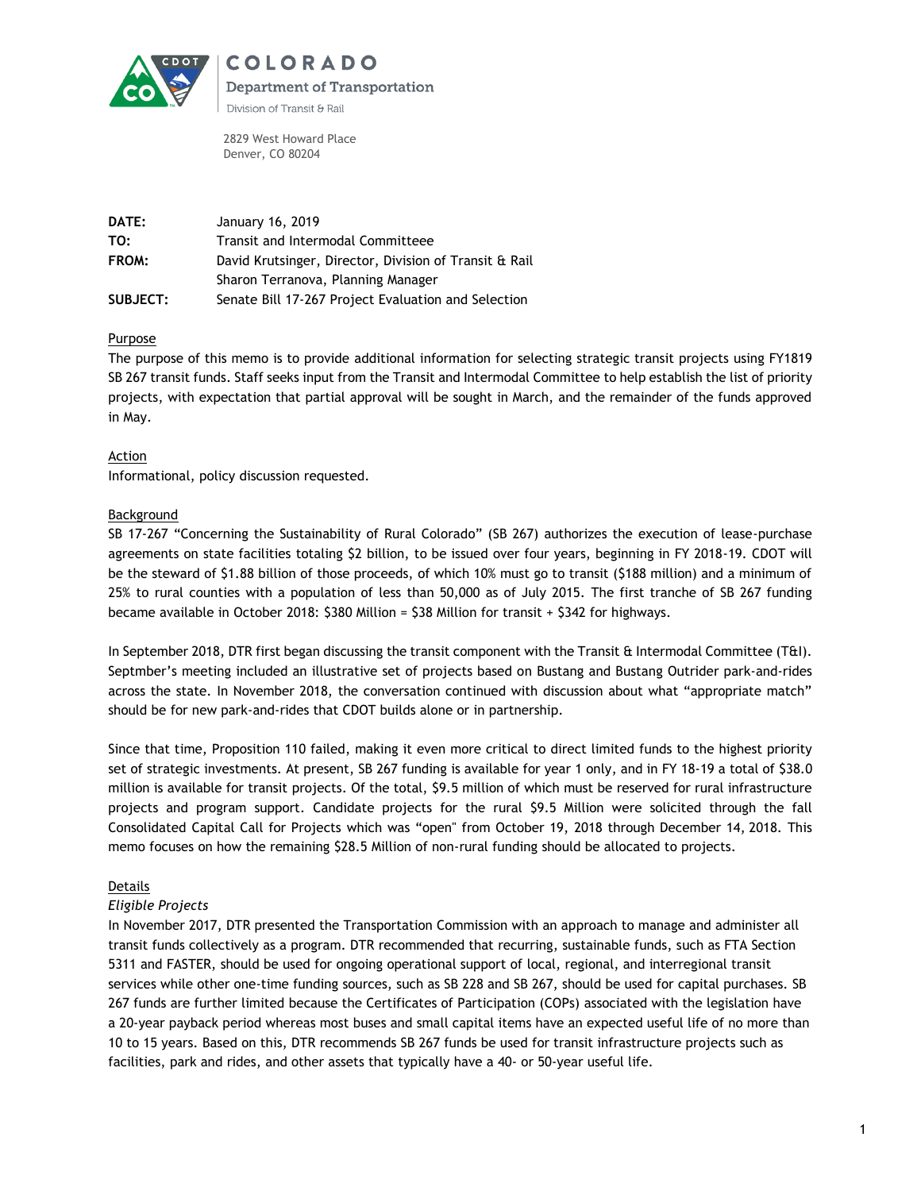COLORADO

Department of Transportation

Division of Transit & Rail

2829 West Howard Place
Denver, CO 80204

| | |
|---|---|
| **DATE:** | January 16, 2019 |
| **TO:** | Transit and Intermodal Committeee |
| **FROM:** | David Krutsinger, Director, Division of Transit & Rail<br>Sharon Terranova, Planning Manager |
| **SUBJECT:** | Senate Bill 17-267 Project Evaluation and Selection |

## Purpose

The purpose of this memo is to provide additional information for selecting strategic transit projects using FY1819 SB 267 transit funds. Staff seeks input from the Transit and Intermodal Committee to help establish the list of priority projects, with expectation that partial approval will be sought in March, and the remainder of the funds approved in May.

## Action

Informational, policy discussion requested.

## Background

SB 17-267 "Concerning the Sustainability of Rural Colorado" (SB 267) authorizes the execution of lease-purchase agreements on state facilities totaling $2 billion, to be issued over four years, beginning in FY 2018-19. CDOT will be the steward of $1.88 billion of those proceeds, of which 10% must go to transit ($188 million) and a minimum of 25% to rural counties with a population of less than 50,000 as of July 2015. The first tranche of SB 267 funding became available in October 2018: $380 Million = $38 Million for transit + $342 for highways.

In September 2018, DTR first began discussing the transit component with the Transit & Intermodal Committee (T&I). Septmber's meeting included an illustrative set of projects based on Bustang and Bustang Outrider park-and-rides across the state. In November 2018, the conversation continued with discussion about what "appropriate match" should be for new park-and-rides that CDOT builds alone or in partnership.

Since that time, Proposition 110 failed, making it even more critical to direct limited funds to the highest priority set of strategic investments. At present, SB 267 funding is available for year 1 only, and in FY 18-19 a total of $38.0 million is available for transit projects. Of the total, $9.5 million of which must be reserved for rural infrastructure projects and program support. Candidate projects for the rural $9.5 Million were solicited through the fall Consolidated Capital Call for Projects which was "open" from October 19, 2018 through December 14, 2018. This memo focuses on how the remaining $28.5 Million of non-rural funding should be allocated to projects.

## Details

### *Eligible Projects*

In November 2017, DTR presented the Transportation Commission with an approach to manage and administer all transit funds collectively as a program. DTR recommended that recurring, sustainable funds, such as FTA Section 5311 and FASTER, should be used for ongoing operational support of local, regional, and interregional transit services while other one-time funding sources, such as SB 228 and SB 267, should be used for capital purchases. SB 267 funds are further limited because the Certificates of Participation (COPs) associated with the legislation have a 20-year payback period whereas most buses and small capital items have an expected useful life of no more than 10 to 15 years. Based on this, DTR recommends SB 267 funds be used for transit infrastructure projects such as facilities, park and rides, and other assets that typically have a 40- or 50-year useful life.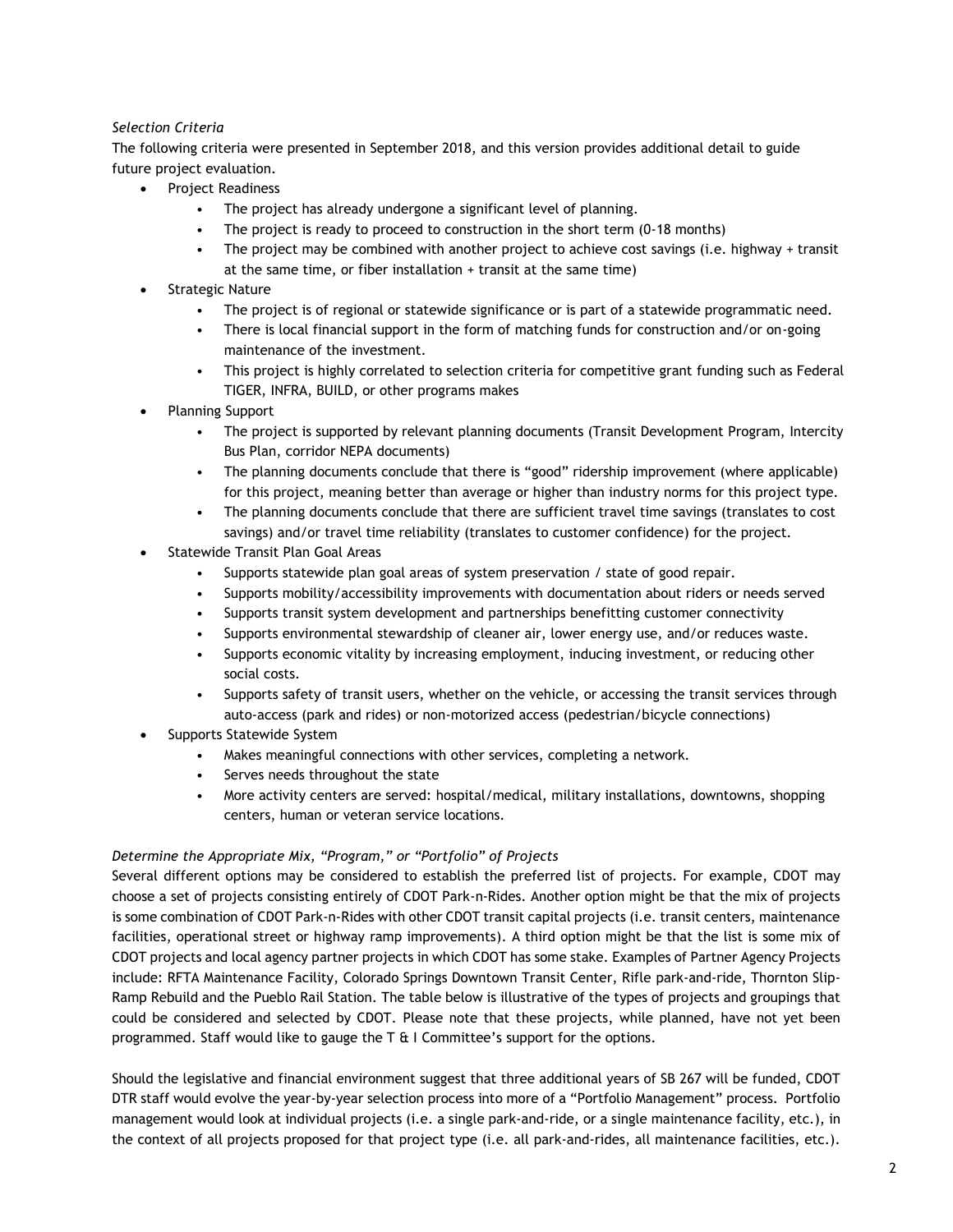*Selection Criteria*

The following criteria were presented in September 2018, and this version provides additional detail to guide future project evaluation.

- Project Readiness
  - The project has already undergone a significant level of planning.
  - The project is ready to proceed to construction in the short term (0-18 months)
  - The project may be combined with another project to achieve cost savings (i.e. highway + transit at the same time, or fiber installation + transit at the same time)
- Strategic Nature
  - The project is of regional or statewide significance or is part of a statewide programmatic need.
  - There is local financial support in the form of matching funds for construction and/or on-going maintenance of the investment.
  - This project is highly correlated to selection criteria for competitive grant funding such as Federal TIGER, INFRA, BUILD, or other programs makes
- Planning Support
  - The project is supported by relevant planning documents (Transit Development Program, Intercity Bus Plan, corridor NEPA documents)
  - The planning documents conclude that there is "good" ridership improvement (where applicable) for this project, meaning better than average or higher than industry norms for this project type.
  - The planning documents conclude that there are sufficient travel time savings (translates to cost savings) and/or travel time reliability (translates to customer confidence) for the project.
- Statewide Transit Plan Goal Areas
  - Supports statewide plan goal areas of system preservation / state of good repair.
  - Supports mobility/accessibility improvements with documentation about riders or needs served
  - Supports transit system development and partnerships benefitting customer connectivity
  - Supports environmental stewardship of cleaner air, lower energy use, and/or reduces waste.
  - Supports economic vitality by increasing employment, inducing investment, or reducing other social costs.
  - Supports safety of transit users, whether on the vehicle, or accessing the transit services through auto-access (park and rides) or non-motorized access (pedestrian/bicycle connections)
- Supports Statewide System
  - Makes meaningful connections with other services, completing a network.
  - Serves needs throughout the state
  - More activity centers are served: hospital/medical, military installations, downtowns, shopping centers, human or veteran service locations.

*Determine the Appropriate Mix, "Program," or "Portfolio" of Projects*

Several different options may be considered to establish the preferred list of projects. For example, CDOT may choose a set of projects consisting entirely of CDOT Park-n-Rides. Another option might be that the mix of projects is some combination of CDOT Park-n-Rides with other CDOT transit capital projects (i.e. transit centers, maintenance facilities, operational street or highway ramp improvements). A third option might be that the list is some mix of CDOT projects and local agency partner projects in which CDOT has some stake. Examples of Partner Agency Projects include: RFTA Maintenance Facility, Colorado Springs Downtown Transit Center, Rifle park-and-ride, Thornton Slip-Ramp Rebuild and the Pueblo Rail Station. The table below is illustrative of the types of projects and groupings that could be considered and selected by CDOT. Please note that these projects, while planned, have not yet been programmed. Staff would like to gauge the T & I Committee's support for the options.

Should the legislative and financial environment suggest that three additional years of SB 267 will be funded, CDOT DTR staff would evolve the year-by-year selection process into more of a "Portfolio Management" process. Portfolio management would look at individual projects (i.e. a single park-and-ride, or a single maintenance facility, etc.), in the context of all projects proposed for that project type (i.e. all park-and-rides, all maintenance facilities, etc.).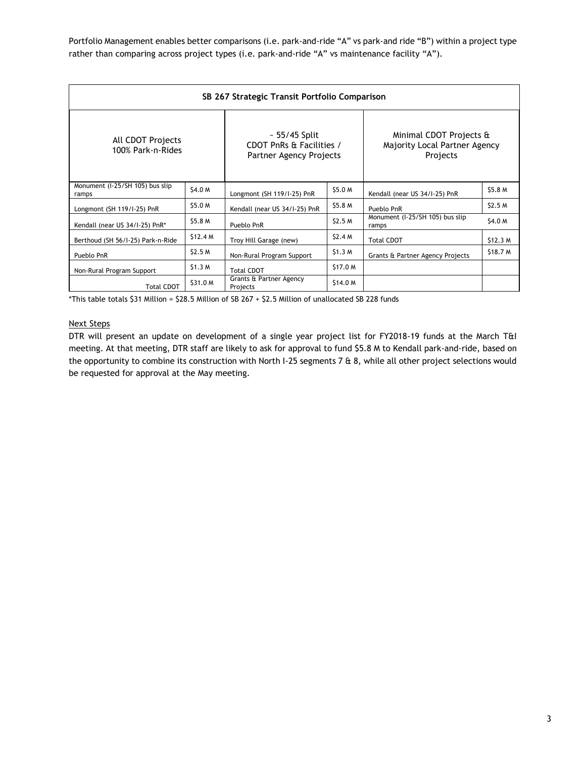Portfolio Management enables better comparisons (i.e. park-and-ride "A" vs park-and ride "B") within a project type rather than comparing across project types (i.e. park-and-ride "A" vs maintenance facility "A").

| SB 267 Strategic Transit Portfolio Comparison | | | | | |
|---|---|---|---|---|---|
| All CDOT Projects 100% Park-n-Rides | | ~ 55/45 Split CDOT PnRs & Facilities / Partner Agency Projects | | Minimal CDOT Projects & Majority Local Partner Agency Projects | |
| Monument (I-25/SH 105) bus slip ramps | $4.0 M | Longmont (SH 119/I-25) PnR | $5.0 M | Kendall (near US 34/I-25) PnR | $5.8 M |
| Longmont (SH 119/I-25) PnR | $5.0 M | Kendall (near US 34/I-25) PnR | $5.8 M | Pueblo PnR | $2.5 M |
| Kendall (near US 34/I-25) PnR* | $5.8 M | Pueblo PnR | $2.5 M | Monument (I-25/SH 105) bus slip ramps | $4.0 M |
| Berthoud (SH 56/I-25) Park-n-Ride | $12.4 M | Troy Hill Garage (new) | $2.4 M | Total CDOT | $12.3 M |
| Pueblo PnR | $2.5 M | Non-Rural Program Support | $1.3 M | Grants & Partner Agency Projects | $18.7 M |
| Non-Rural Program Support | $1.3 M | Total CDOT | $17.0 M | | |
| Total CDOT | $31.0 M | Grants & Partner Agency Projects | $14.0 M | | |

*This table totals $31 Million = $28.5 Million of SB 267 + $2.5 Million of unallocated SB 228 funds

Next Steps

DTR will present an update on development of a single year project list for FY2018-19 funds at the March T&I meeting. At that meeting, DTR staff are likely to ask for approval to fund $5.8 M to Kendall park-and-ride, based on the opportunity to combine its construction with North I-25 segments 7 & 8, while all other project selections would be requested for approval at the May meeting.